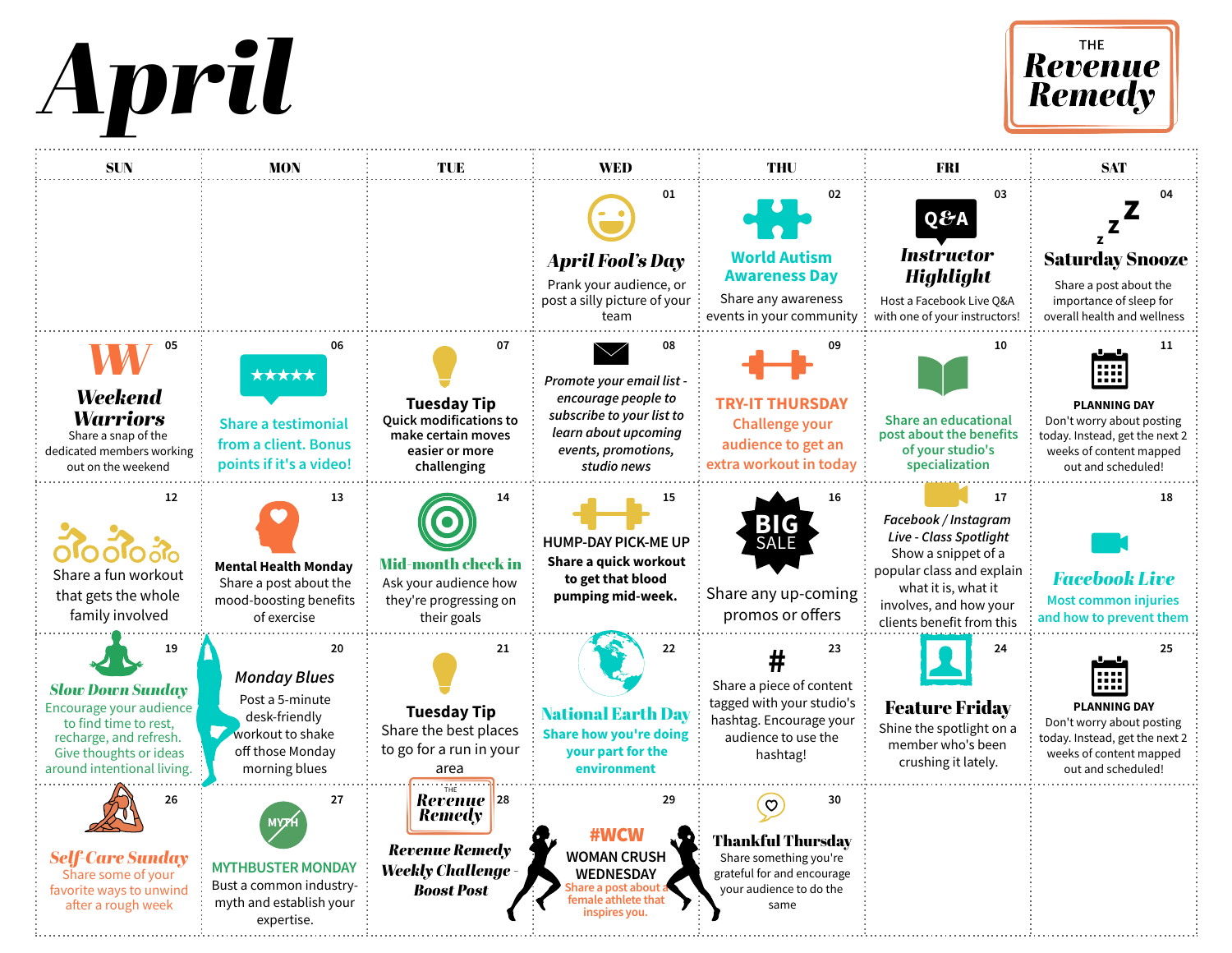# April

THE **Revenue Remedy**

| SUN | MON | TUE | WED | THU | FRI | SAT |
|---|---|---|---|---|---|---|
| | | | 01 **April Fool's Day** Prank your audience, or post a silly picture of your team | 02 **World Autism Awareness Day** Share any awareness events in your community | 03 Q&A **Instructor Highlight** Host a Facebook Live Q&A with one of your instructors! | 04 z z Z **Saturday Snooze** Share a post about the importance of sleep for overall health and wellness |
| 05 WW **Weekend Warriors** Share a snap of the dedicated members working out on the weekend | 06 ★★★★★ Share a testimonial from a client. Bonus points if it's a video! | 07 **Tuesday Tip** Quick modifications to make certain moves easier or more challenging | 08 *Promote your email list - encourage people to subscribe to your list to learn about upcoming events, promotions, studio news* | 09 **TRY-IT THURSDAY** Challenge your audience to get an extra workout in today | 10 Share an educational post about the benefits of your studio's specialization | 11 **PLANNING DAY** Don't worry about posting today. Instead, get the next 2 weeks of content mapped out and scheduled! |
| 12 Share a fun workout that gets the whole family involved | 13 **Mental Health Monday** Share a post about the mood-boosting benefits of exercise | 14 **Mid-month check in** Ask your audience how they're progressing on their goals | 15 HUMP-DAY PICK-ME UP **Share a quick workout to get that blood pumping mid-week.** | 16 BIG SALE Share any up-coming promos or offers | 17 *Facebook / Instagram Live - Class Spotlight* Show a snippet of a popular class and explain what it is, what it involves, and how your clients benefit from this | 18 ***Facebook Live*** Most common injuries and how to prevent them |
| 19 ***Slow Down Sunday*** Encourage your audience to find time to rest, recharge, and refresh. Give thoughts or ideas around intentional living. | 20 *Monday Blues* Post a 5-minute desk-friendly workout to shake off those Monday morning blues | 21 **Tuesday Tip** Share the best places to go for a run in your area | 22 **National Earth Day** Share how you're doing your part for the environment | 23 # Share a piece of content tagged with your studio's hashtag. Encourage your audience to use the hashtag! | 24 **Feature Friday** Shine the spotlight on a member who's been crushing it lately. | 25 **PLANNING DAY** Don't worry about posting today. Instead, get the next 2 weeks of content mapped out and scheduled! |
| 26 ***Self-Care Sunday*** Share some of your favorite ways to unwind after a rough week | 27 MYTH **MYTHBUSTER MONDAY** Bust a common industry-myth and establish your expertise. | 28 THE Revenue Remedy ***Revenue Remedy Weekly Challenge - Boost Post*** | 29 **#WCW** WOMAN CRUSH WEDNESDAY Share a post about a female athlete that inspires you. | 30 **Thankful Thursday** Share something you're grateful for and encourage your audience to do the same | | |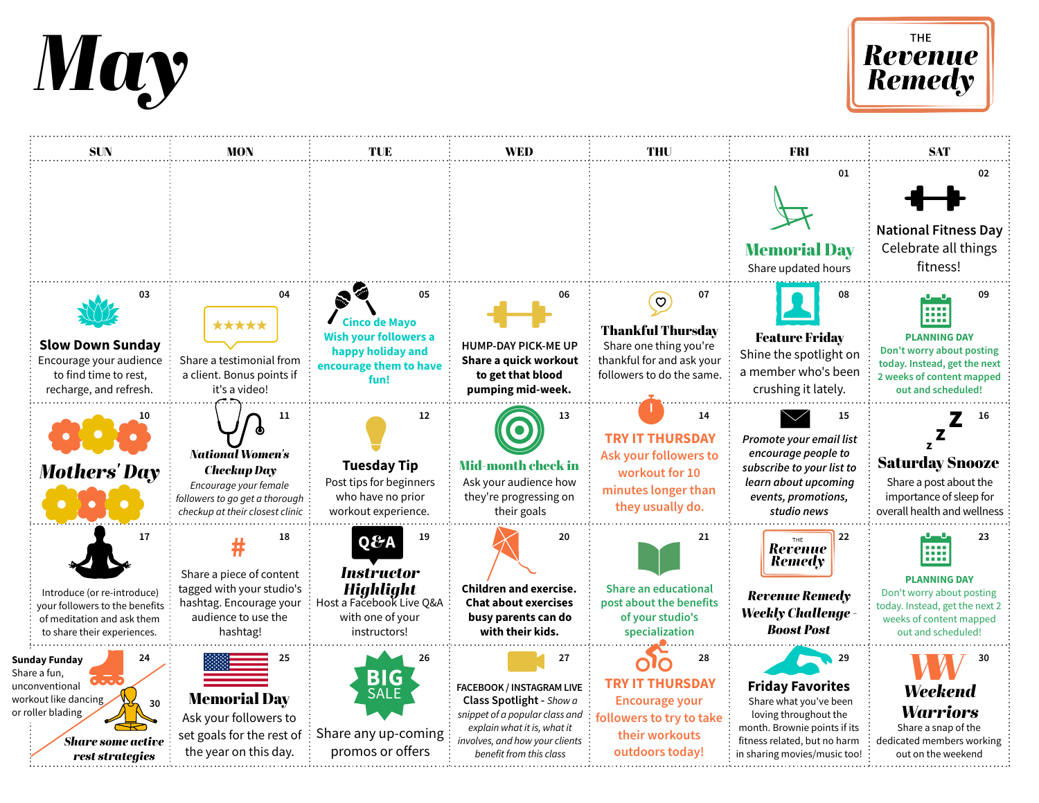# May

**THE Revenue Remedy**

| SUN | MON | TUE | WED | THU | FRI | SAT |
|---|---|---|---|---|---|---|
| | | | | | 01 **Memorial Day** Share updated hours | 02 **National Fitness Day** Celebrate all things fitness! |
| 03 **Slow Down Sunday** Encourage your audience to find time to rest, recharge, and refresh. | 04 Share a testimonial from a client. Bonus points if it's a video! | 05 **Cinco de Mayo** Wish your followers a happy holiday and encourage them to have fun! | 06 HUMP-DAY PICK-ME UP **Share a quick workout to get that blood pumping mid-week.** | 07 **Thankful Thursday** Share one thing you're thankful for and ask your followers to do the same. | 08 **Feature Friday** Shine the spotlight on a member who's been crushing it lately. | 09 **PLANNING DAY** Don't worry about posting today. Instead, get the next 2 weeks of content mapped out and scheduled! |
| 10 ***Mothers' Day*** | 11 ***National Women's Checkup Day*** *Encourage your female followers to go get a thorough checkup at their closest clinic* | 12 **Tuesday Tip** Post tips for beginners who have no prior workout experience. | 13 **Mid-month check in** Ask your audience how they're progressing on their goals | 14 **TRY IT THURSDAY** Ask your followers to workout for 10 minutes longer than they usually do. | 15 *Promote your email list encourage people to subscribe to your list to learn about upcoming events, promotions, studio news* | 16 **Saturday Snooze** Share a post about the importance of sleep for overall health and wellness |
| 17 Introduce (or re-introduce) your followers to the benefits of meditation and ask them to share their experiences. | 18 # Share a piece of content tagged with your studio's hashtag. Encourage your audience to use the hashtag! | 19 Q&A ***Instructor Highlight*** Host a Facebook Live Q&A with one of your instructors! | 20 **Children and exercise. Chat about exercises busy parents can do with their kids.** | 21 Share an educational post about the benefits of your studio's specialization | 22 ***Revenue Remedy Weekly Challenge - Boost Post*** | 23 **PLANNING DAY** Don't worry about posting today. Instead, get the next 2 weeks of content mapped out and scheduled! |
| 24 **Sunday Funday** Share a fun, unconventional workout like dancing or roller blading / 30 ***Share some active rest strategies*** | 25 **Memorial Day** Ask your followers to set goals for the rest of the year on this day. | 26 BIG SALE Share any up-coming promos or offers | 27 FACEBOOK / INSTAGRAM LIVE **Class Spotlight** - *Show a snippet of a popular class and explain what it is, what it involves, and how your clients benefit from this class* | 28 **TRY IT THURSDAY** Encourage your followers to try to take their workouts outdoors today! | 29 **Friday Favorites** Share what you've been loving throughout the month. Brownie points if its fitness related, but no harm in sharing movies/music too! | 30 ***Weekend Warriors*** Share a snap of the dedicated members working out on the weekend |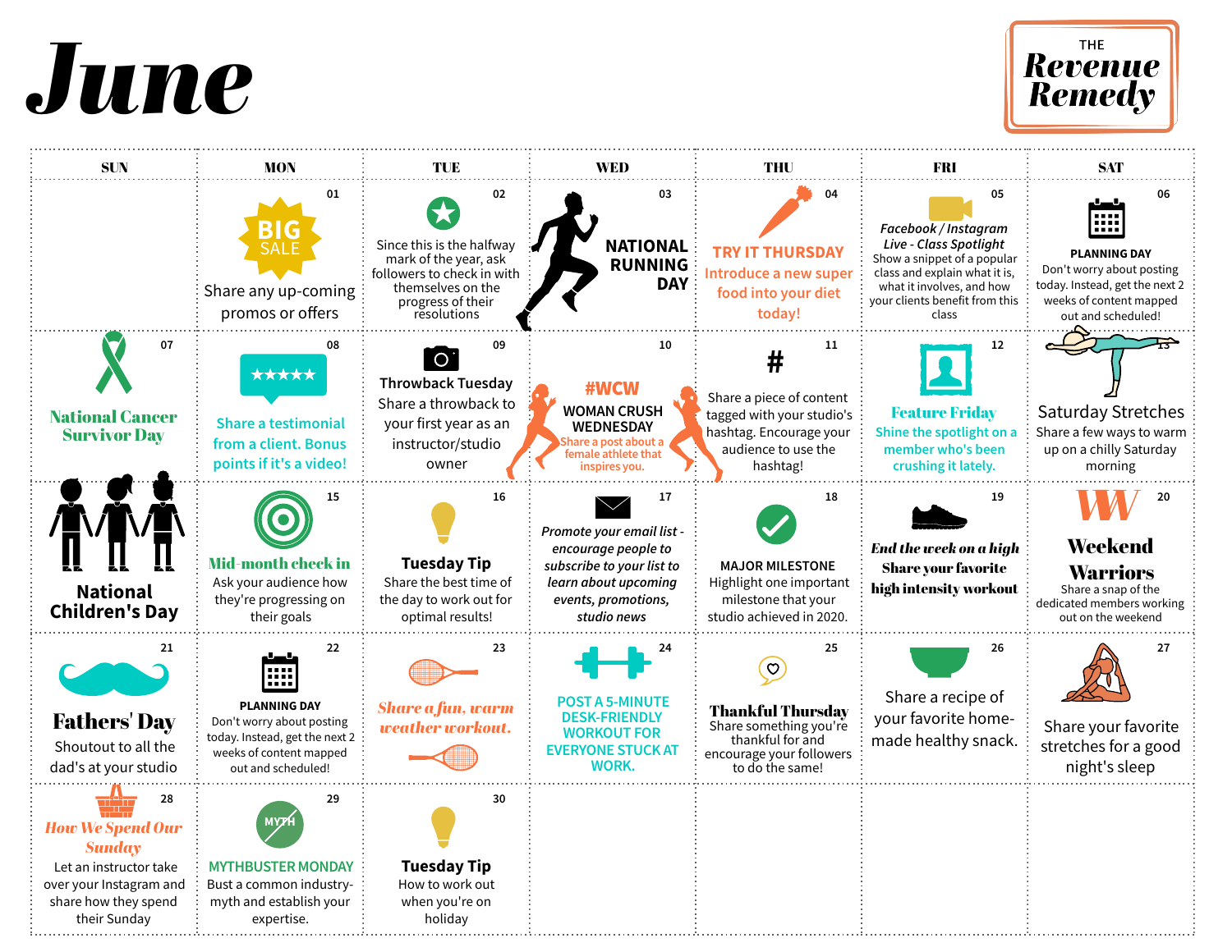# June

THE **Revenue Remedy**

| SUN | MON | TUE | WED | THU | FRI | SAT |
|---|---|---|---|---|---|---|
| | 01 BIG SALE Share any up-coming promos or offers | 02 Since this is the halfway mark of the year, ask followers to check in with themselves on the progress of their resolutions | 03 NATIONAL RUNNING DAY | 04 TRY IT THURSDAY Introduce a new super food into your diet today! | 05 *Facebook / Instagram Live - Class Spotlight* Show a snippet of a popular class and explain what it is, what it involves, and how your clients benefit from this class | 06 PLANNING DAY Don't worry about posting today. Instead, get the next 2 weeks of content mapped out and scheduled! |
| 07 National Cancer Survivor Day | 08 Share a testimonial from a client. Bonus points if it's a video! | 09 Throwback Tuesday Share a throwback to your first year as an instructor/studio owner | 10 #WCW WOMAN CRUSH WEDNESDAY Share a post about a female athlete that inspires you. | 11 # Share a piece of content tagged with your studio's hashtag. Encourage your audience to use the hashtag! | 12 Feature Friday Shine the spotlight on a member who's been crushing it lately. | 13 Saturday Stretches Share a few ways to warm up on a chilly Saturday morning |
| National Children's Day | 15 Mid-month check in Ask your audience how they're progressing on their goals | 16 Tuesday Tip Share the best time of the day to work out for optimal results! | 17 *Promote your email list - encourage people to subscribe to your list to learn about upcoming events, promotions, studio news* | 18 MAJOR MILESTONE Highlight one important milestone that your studio achieved in 2020. | 19 **End the week on a high Share your favorite high intensity workout** | 20 WW Weekend Warriors Share a snap of the dedicated members working out on the weekend |
| 21 Fathers' Day Shoutout to all the dad's at your studio | 22 PLANNING DAY Don't worry about posting today. Instead, get the next 2 weeks of content mapped out and scheduled! | 23 *Share a fun, warm weather workout.* | 24 POST A 5-MINUTE DESK-FRIENDLY WORKOUT FOR EVERYONE STUCK AT WORK. | 25 Thankful Thursday Share something you're thankful for and encourage your followers to do the same! | 26 Share a recipe of your favorite home-made healthy snack. | 27 Share your favorite stretches for a good night's sleep |
| 28 *How We Spend Our Sunday* Let an instructor take over your Instagram and share how they spend their Sunday | 29 MYTH MYTHBUSTER MONDAY Bust a common industry-myth and establish your expertise. | 30 Tuesday Tip How to work out when you're on holiday | | | | |